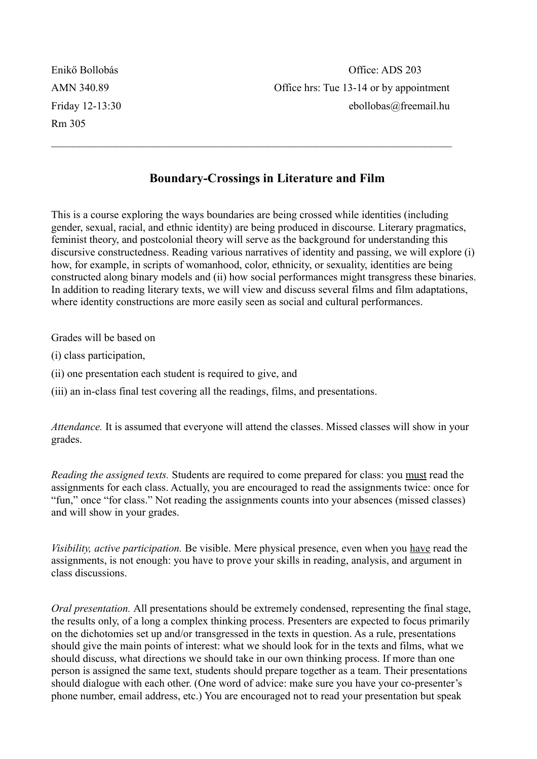Enikő Bollobás
AMN 340.89
Friday 12-13:30
Rm 305

Office: ADS 203
Office hrs: Tue 13-14 or by appointment
ebollobas@freemail.hu

---

## Boundary-Crossings in Literature and Film

This is a course exploring the ways boundaries are being crossed while identities (including gender, sexual, racial, and ethnic identity) are being produced in discourse. Literary pragmatics, feminist theory, and postcolonial theory will serve as the background for understanding this discursive constructedness. Reading various narratives of identity and passing, we will explore (i) how, for example, in scripts of womanhood, color, ethnicity, or sexuality, identities are being constructed along binary models and (ii) how social performances might transgress these binaries. In addition to reading literary texts, we will view and discuss several films and film adaptations, where identity constructions are more easily seen as social and cultural performances.

Grades will be based on

(i) class participation,

(ii) one presentation each student is required to give, and

(iii) an in-class final test covering all the readings, films, and presentations.

*Attendance.* It is assumed that everyone will attend the classes. Missed classes will show in your grades.

*Reading the assigned texts.* Students are required to come prepared for class: you <u>must</u> read the assignments for each class. Actually, you are encouraged to read the assignments twice: once for "fun," once "for class." Not reading the assignments counts into your absences (missed classes) and will show in your grades.

*Visibility, active participation.* Be visible. Mere physical presence, even when you <u>have</u> read the assignments, is not enough: you have to prove your skills in reading, analysis, and argument in class discussions.

*Oral presentation.* All presentations should be extremely condensed, representing the final stage, the results only, of a long a complex thinking process. Presenters are expected to focus primarily on the dichotomies set up and/or transgressed in the texts in question. As a rule, presentations should give the main points of interest: what we should look for in the texts and films, what we should discuss, what directions we should take in our own thinking process. If more than one person is assigned the same text, students should prepare together as a team. Their presentations should dialogue with each other. (One word of advice: make sure you have your co-presenter's phone number, email address, etc.) You are encouraged not to read your presentation but speak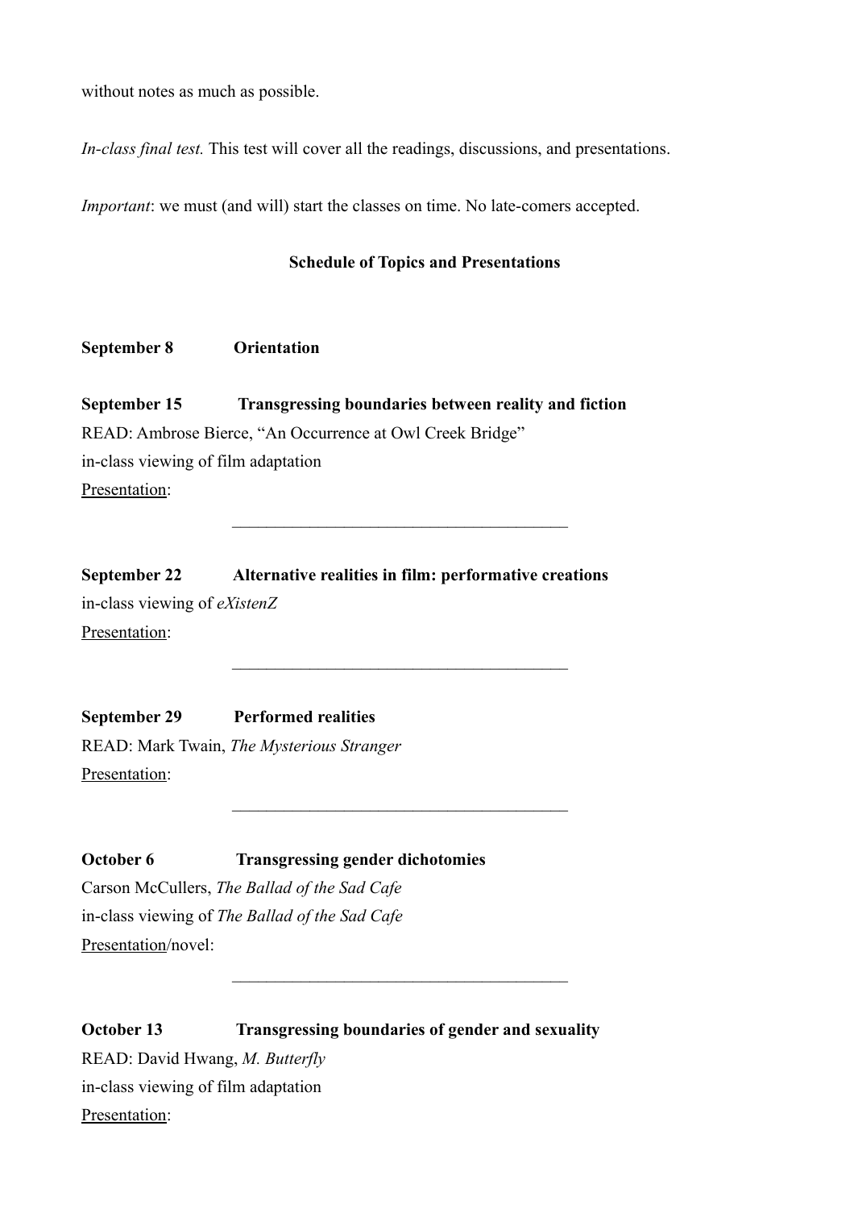without notes as much as possible.

*In-class final test.* This test will cover all the readings, discussions, and presentations.

*Important*: we must (and will) start the classes on time. No late-comers accepted.

**Schedule of Topics and Presentations**

**September 8 Orientation**

**September 15 Transgressing boundaries between reality and fiction**
READ: Ambrose Bierce, "An Occurrence at Owl Creek Bridge"
in-class viewing of film adaptation
Presentation:

______________________________________

**September 22 Alternative realities in film: performative creations**
in-class viewing of *eXistenZ*
Presentation:

______________________________________

**September 29 Performed realities**
READ: Mark Twain, *The Mysterious Stranger*
Presentation:

______________________________________

**October 6 Transgressing gender dichotomies**
Carson McCullers, *The Ballad of the Sad Cafe*
in-class viewing of *The Ballad of the Sad Cafe*
Presentation/novel:

______________________________________

**October 13 Transgressing boundaries of gender and sexuality**
READ: David Hwang, *M. Butterfly*
in-class viewing of film adaptation
Presentation: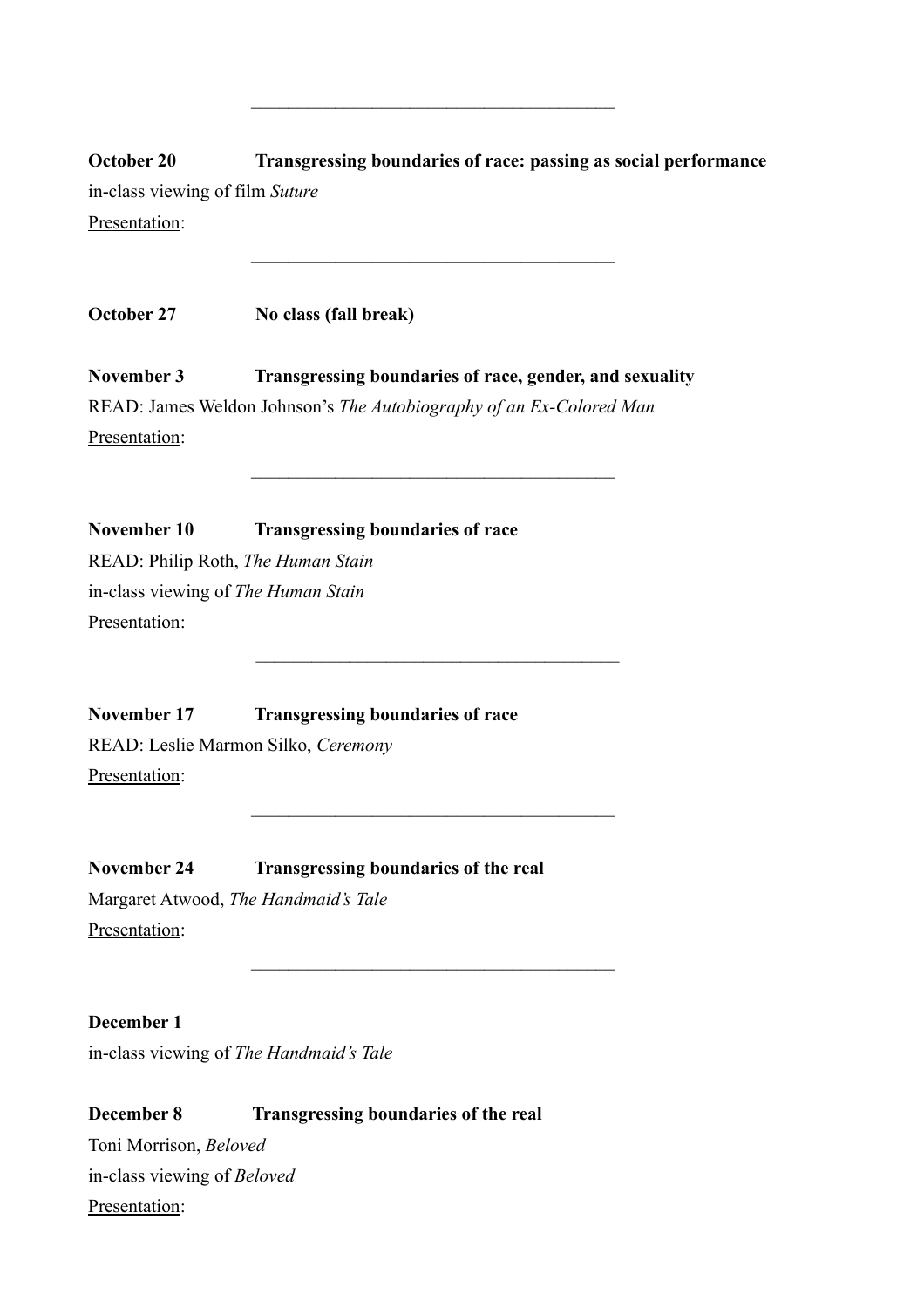---

**October 20** **Transgressing boundaries of race: passing as social performance**

in-class viewing of film *Suture*

Presentation:

---

**October 27** **No class (fall break)**

**November 3** **Transgressing boundaries of race, gender, and sexuality**

READ: James Weldon Johnson's *The Autobiography of an Ex-Colored Man*

Presentation:

---

**November 10** **Transgressing boundaries of race**

READ: Philip Roth, *The Human Stain*

in-class viewing of *The Human Stain*

Presentation:

---

**November 17** **Transgressing boundaries of race**

READ: Leslie Marmon Silko, *Ceremony*

Presentation:

---

**November 24** **Transgressing boundaries of the real**

Margaret Atwood, *The Handmaid's Tale*

Presentation:

---

**December 1**

in-class viewing of *The Handmaid's Tale*

**December 8** **Transgressing boundaries of the real**

Toni Morrison, *Beloved*

in-class viewing of *Beloved*

Presentation: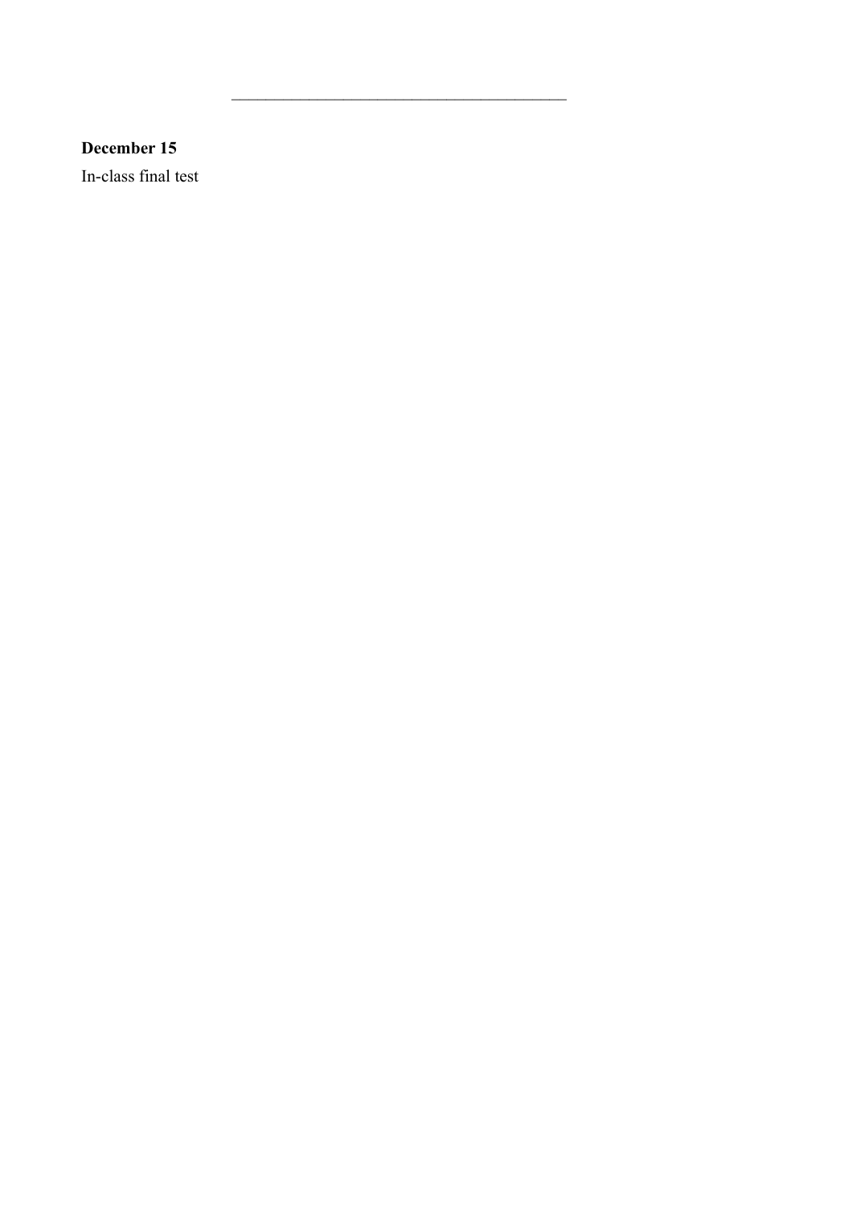---

**December 15**

In-class final test